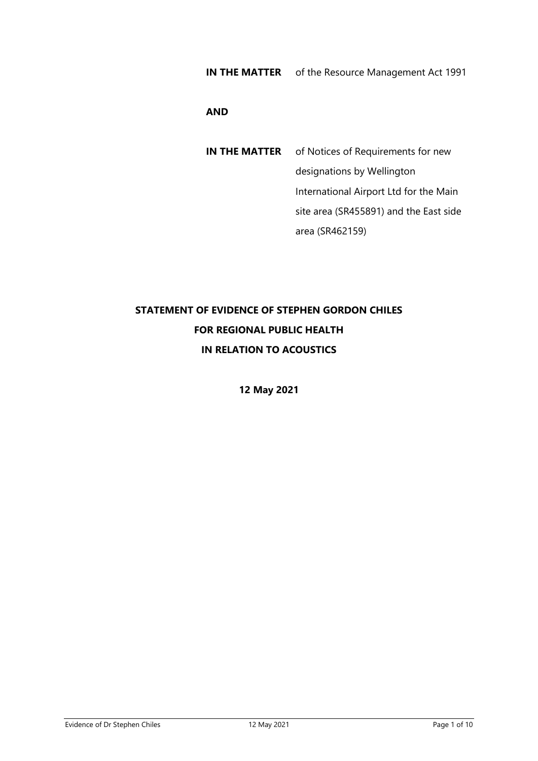**IN THE MATTER** of the Resource Management Act 1991

**AND**

**IN THE MATTER** of Notices of Requirements for new designations by Wellington International Airport Ltd for the Main site area (SR455891) and the East side area (SR462159)

**STATEMENT OF EVIDENCE OF STEPHEN GORDON CHILES**

**FOR REGIONAL PUBLIC HEALTH**

**IN RELATION TO ACOUSTICS**

**12 May 2021**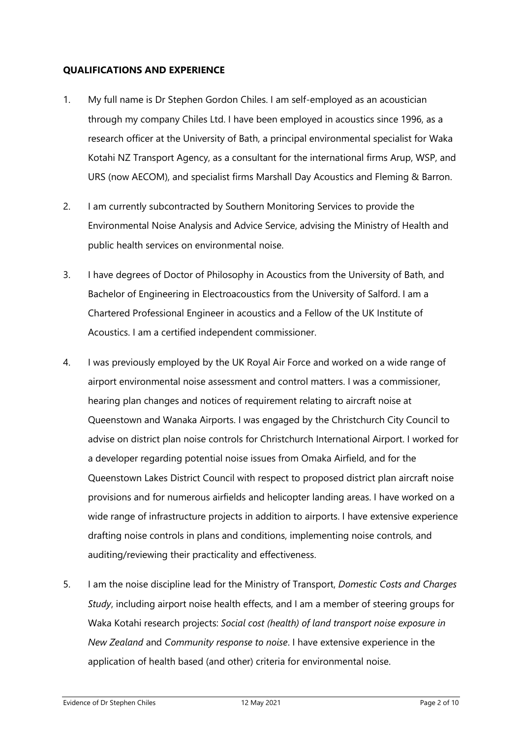**QUALIFICATIONS AND EXPERIENCE**

1. My full name is Dr Stephen Gordon Chiles. I am self-employed as an acoustician through my company Chiles Ltd. I have been employed in acoustics since 1996, as a research officer at the University of Bath, a principal environmental specialist for Waka Kotahi NZ Transport Agency, as a consultant for the international firms Arup, WSP, and URS (now AECOM), and specialist firms Marshall Day Acoustics and Fleming & Barron.

2. I am currently subcontracted by Southern Monitoring Services to provide the Environmental Noise Analysis and Advice Service, advising the Ministry of Health and public health services on environmental noise.

3. I have degrees of Doctor of Philosophy in Acoustics from the University of Bath, and Bachelor of Engineering in Electroacoustics from the University of Salford. I am a Chartered Professional Engineer in acoustics and a Fellow of the UK Institute of Acoustics. I am a certified independent commissioner.

4. I was previously employed by the UK Royal Air Force and worked on a wide range of airport environmental noise assessment and control matters. I was a commissioner, hearing plan changes and notices of requirement relating to aircraft noise at Queenstown and Wanaka Airports. I was engaged by the Christchurch City Council to advise on district plan noise controls for Christchurch International Airport. I worked for a developer regarding potential noise issues from Omaka Airfield, and for the Queenstown Lakes District Council with respect to proposed district plan aircraft noise provisions and for numerous airfields and helicopter landing areas. I have worked on a wide range of infrastructure projects in addition to airports. I have extensive experience drafting noise controls in plans and conditions, implementing noise controls, and auditing/reviewing their practicality and effectiveness.

5. I am the noise discipline lead for the Ministry of Transport, *Domestic Costs and Charges Study*, including airport noise health effects, and I am a member of steering groups for Waka Kotahi research projects: *Social cost (health) of land transport noise exposure in New Zealand* and *Community response to noise*. I have extensive experience in the application of health based (and other) criteria for environmental noise.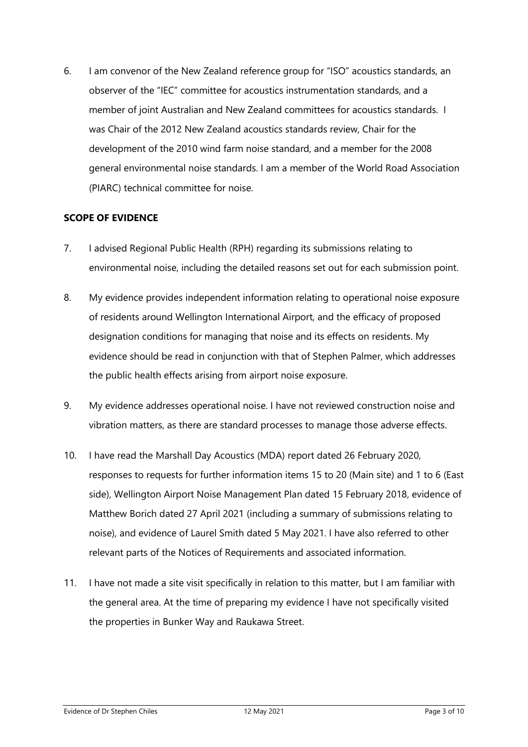6. I am convenor of the New Zealand reference group for "ISO" acoustics standards, an observer of the "IEC" committee for acoustics instrumentation standards, and a member of joint Australian and New Zealand committees for acoustics standards. I was Chair of the 2012 New Zealand acoustics standards review, Chair for the development of the 2010 wind farm noise standard, and a member for the 2008 general environmental noise standards. I am a member of the World Road Association (PIARC) technical committee for noise.

**SCOPE OF EVIDENCE**

7. I advised Regional Public Health (RPH) regarding its submissions relating to environmental noise, including the detailed reasons set out for each submission point.

8. My evidence provides independent information relating to operational noise exposure of residents around Wellington International Airport, and the efficacy of proposed designation conditions for managing that noise and its effects on residents. My evidence should be read in conjunction with that of Stephen Palmer, which addresses the public health effects arising from airport noise exposure.

9. My evidence addresses operational noise. I have not reviewed construction noise and vibration matters, as there are standard processes to manage those adverse effects.

10. I have read the Marshall Day Acoustics (MDA) report dated 26 February 2020, responses to requests for further information items 15 to 20 (Main site) and 1 to 6 (East side), Wellington Airport Noise Management Plan dated 15 February 2018, evidence of Matthew Borich dated 27 April 2021 (including a summary of submissions relating to noise), and evidence of Laurel Smith dated 5 May 2021. I have also referred to other relevant parts of the Notices of Requirements and associated information.

11. I have not made a site visit specifically in relation to this matter, but I am familiar with the general area. At the time of preparing my evidence I have not specifically visited the properties in Bunker Way and Raukawa Street.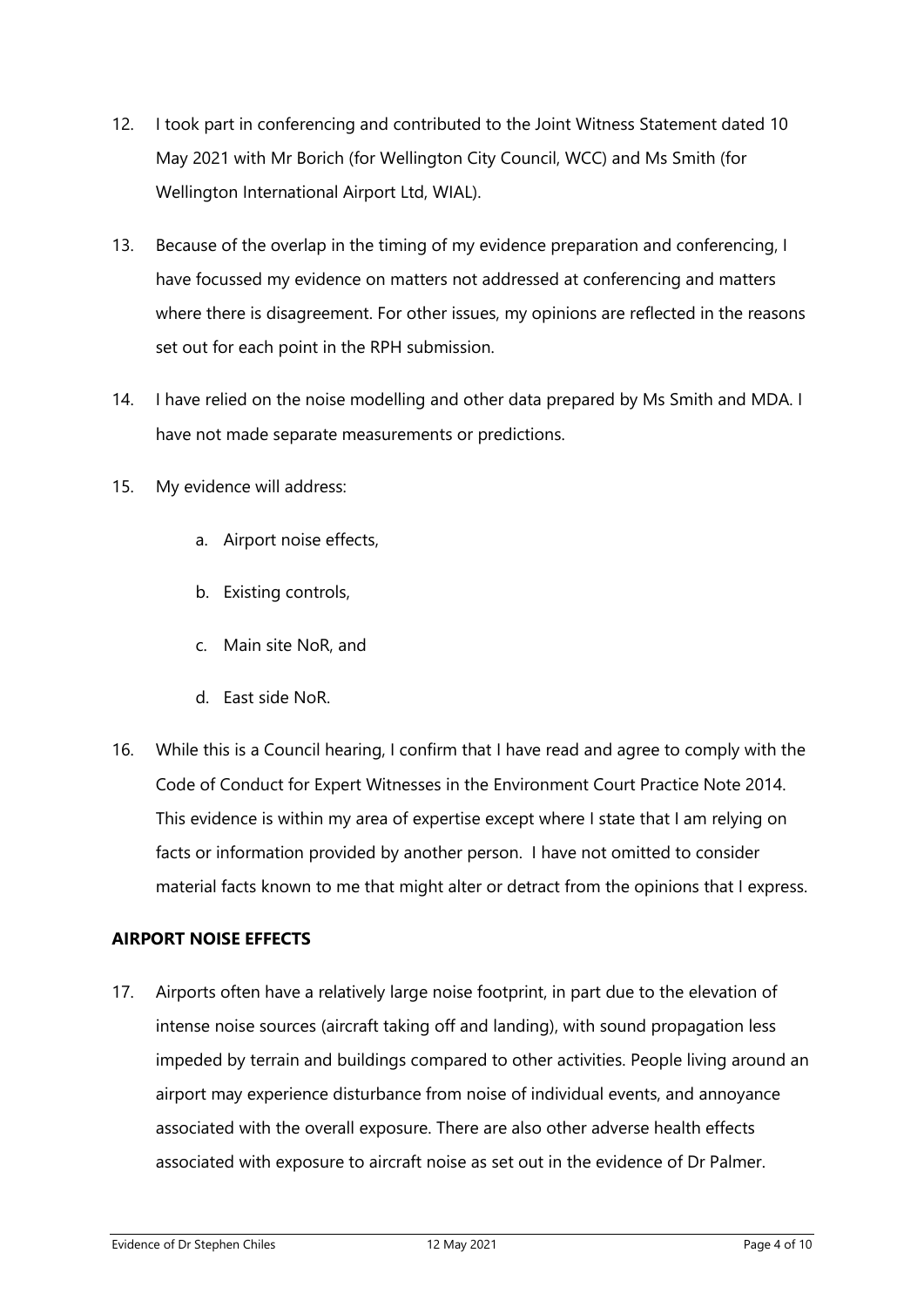12. I took part in conferencing and contributed to the Joint Witness Statement dated 10 May 2021 with Mr Borich (for Wellington City Council, WCC) and Ms Smith (for Wellington International Airport Ltd, WIAL).

13. Because of the overlap in the timing of my evidence preparation and conferencing, I have focussed my evidence on matters not addressed at conferencing and matters where there is disagreement. For other issues, my opinions are reflected in the reasons set out for each point in the RPH submission.

14. I have relied on the noise modelling and other data prepared by Ms Smith and MDA. I have not made separate measurements or predictions.

15. My evidence will address:

    a. Airport noise effects,

    b. Existing controls,

    c. Main site NoR, and

    d. East side NoR.

16. While this is a Council hearing, I confirm that I have read and agree to comply with the Code of Conduct for Expert Witnesses in the Environment Court Practice Note 2014. This evidence is within my area of expertise except where I state that I am relying on facts or information provided by another person. I have not omitted to consider material facts known to me that might alter or detract from the opinions that I express.

## AIRPORT NOISE EFFECTS

17. Airports often have a relatively large noise footprint, in part due to the elevation of intense noise sources (aircraft taking off and landing), with sound propagation less impeded by terrain and buildings compared to other activities. People living around an airport may experience disturbance from noise of individual events, and annoyance associated with the overall exposure. There are also other adverse health effects associated with exposure to aircraft noise as set out in the evidence of Dr Palmer.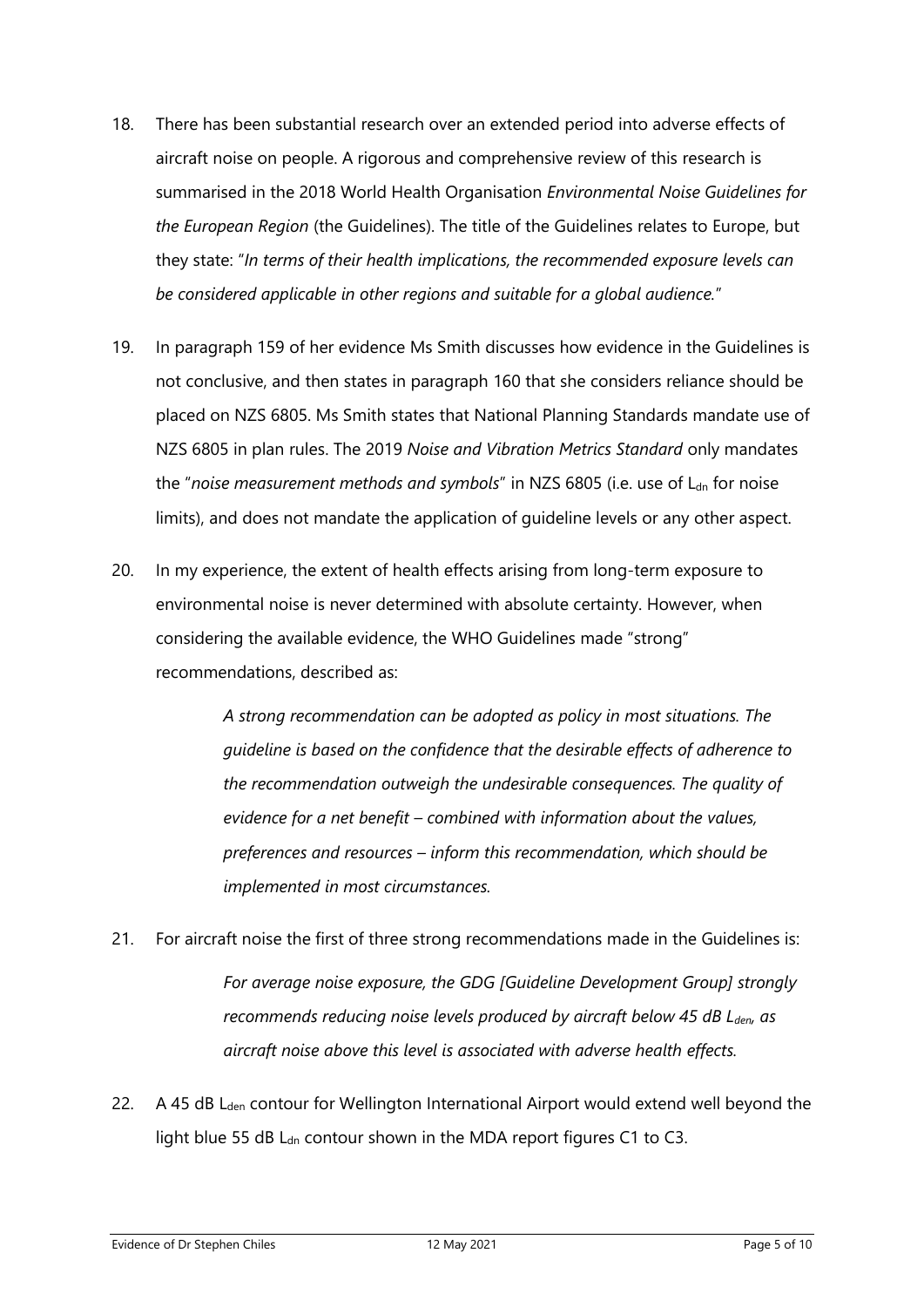18. There has been substantial research over an extended period into adverse effects of aircraft noise on people. A rigorous and comprehensive review of this research is summarised in the 2018 World Health Organisation *Environmental Noise Guidelines for the European Region* (the Guidelines). The title of the Guidelines relates to Europe, but they state: "*In terms of their health implications, the recommended exposure levels can be considered applicable in other regions and suitable for a global audience.*"

19. In paragraph 159 of her evidence Ms Smith discusses how evidence in the Guidelines is not conclusive, and then states in paragraph 160 that she considers reliance should be placed on NZS 6805. Ms Smith states that National Planning Standards mandate use of NZS 6805 in plan rules. The 2019 *Noise and Vibration Metrics Standard* only mandates the "*noise measurement methods and symbols*" in NZS 6805 (i.e. use of $L_{dn}$ for noise limits), and does not mandate the application of guideline levels or any other aspect.

20. In my experience, the extent of health effects arising from long-term exposure to environmental noise is never determined with absolute certainty. However, when considering the available evidence, the WHO Guidelines made "strong" recommendations, described as:

> *A strong recommendation can be adopted as policy in most situations. The guideline is based on the confidence that the desirable effects of adherence to the recommendation outweigh the undesirable consequences. The quality of evidence for a net benefit – combined with information about the values, preferences and resources – inform this recommendation, which should be implemented in most circumstances.*

21. For aircraft noise the first of three strong recommendations made in the Guidelines is:

> *For average noise exposure, the GDG [Guideline Development Group] strongly recommends reducing noise levels produced by aircraft below 45 dB $L_{den}$, as aircraft noise above this level is associated with adverse health effects.*

22. A 45 dB $L_{den}$ contour for Wellington International Airport would extend well beyond the light blue 55 dB $L_{dn}$ contour shown in the MDA report figures C1 to C3.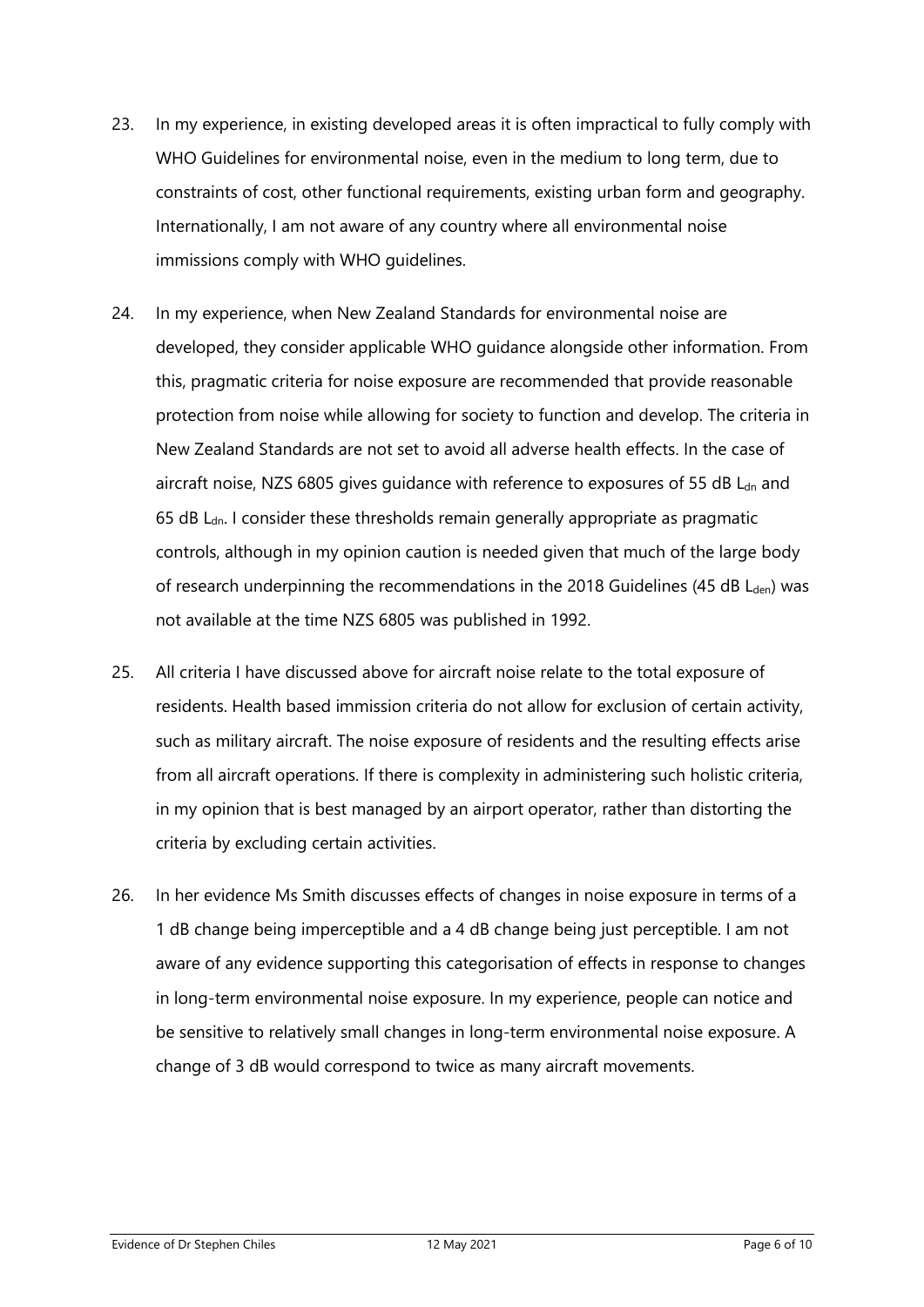23. In my experience, in existing developed areas it is often impractical to fully comply with WHO Guidelines for environmental noise, even in the medium to long term, due to constraints of cost, other functional requirements, existing urban form and geography. Internationally, I am not aware of any country where all environmental noise immissions comply with WHO guidelines.

24. In my experience, when New Zealand Standards for environmental noise are developed, they consider applicable WHO guidance alongside other information. From this, pragmatic criteria for noise exposure are recommended that provide reasonable protection from noise while allowing for society to function and develop. The criteria in New Zealand Standards are not set to avoid all adverse health effects. In the case of aircraft noise, NZS 6805 gives guidance with reference to exposures of 55 dB $L_{dn}$ and 65 dB $L_{dn}$. I consider these thresholds remain generally appropriate as pragmatic controls, although in my opinion caution is needed given that much of the large body of research underpinning the recommendations in the 2018 Guidelines (45 dB $L_{den}$) was not available at the time NZS 6805 was published in 1992.

25. All criteria I have discussed above for aircraft noise relate to the total exposure of residents. Health based immission criteria do not allow for exclusion of certain activity, such as military aircraft. The noise exposure of residents and the resulting effects arise from all aircraft operations. If there is complexity in administering such holistic criteria, in my opinion that is best managed by an airport operator, rather than distorting the criteria by excluding certain activities.

26. In her evidence Ms Smith discusses effects of changes in noise exposure in terms of a 1 dB change being imperceptible and a 4 dB change being just perceptible. I am not aware of any evidence supporting this categorisation of effects in response to changes in long-term environmental noise exposure. In my experience, people can notice and be sensitive to relatively small changes in long-term environmental noise exposure. A change of 3 dB would correspond to twice as many aircraft movements.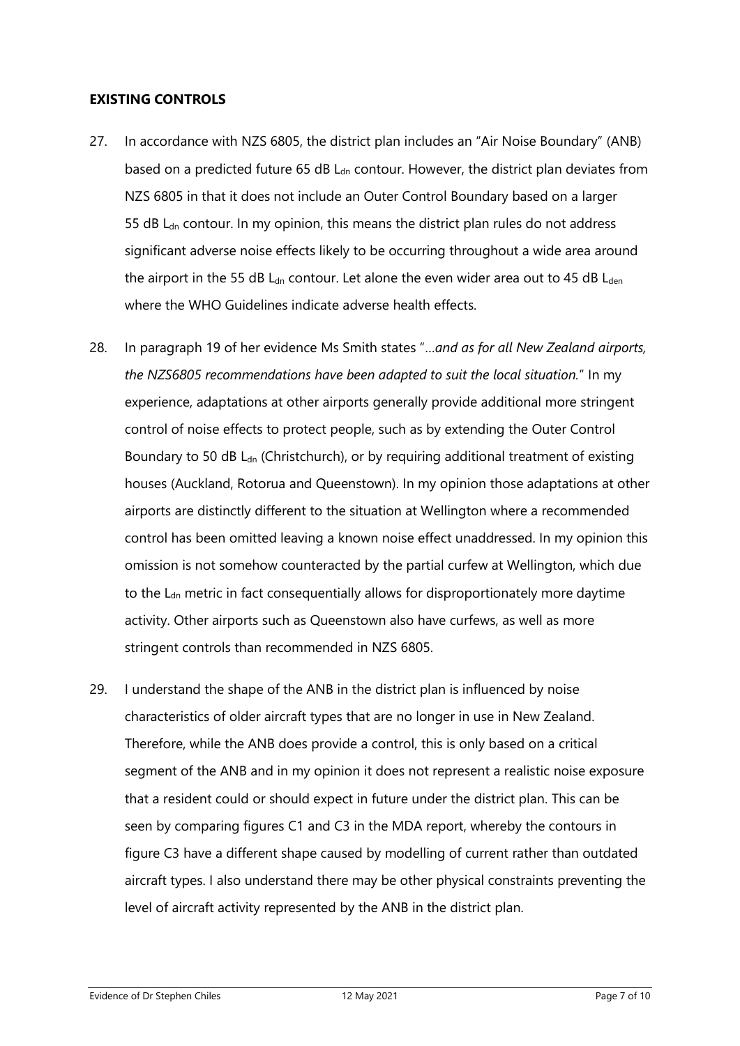## EXISTING CONTROLS

27. In accordance with NZS 6805, the district plan includes an "Air Noise Boundary" (ANB) based on a predicted future 65 dB $L_{dn}$ contour. However, the district plan deviates from NZS 6805 in that it does not include an Outer Control Boundary based on a larger 55 dB $L_{dn}$ contour. In my opinion, this means the district plan rules do not address significant adverse noise effects likely to be occurring throughout a wide area around the airport in the 55 dB $L_{dn}$ contour. Let alone the even wider area out to 45 dB $L_{den}$ where the WHO Guidelines indicate adverse health effects.

28. In paragraph 19 of her evidence Ms Smith states "*…and as for all New Zealand airports, the NZS6805 recommendations have been adapted to suit the local situation.*" In my experience, adaptations at other airports generally provide additional more stringent control of noise effects to protect people, such as by extending the Outer Control Boundary to 50 dB $L_{dn}$ (Christchurch), or by requiring additional treatment of existing houses (Auckland, Rotorua and Queenstown). In my opinion those adaptations at other airports are distinctly different to the situation at Wellington where a recommended control has been omitted leaving a known noise effect unaddressed. In my opinion this omission is not somehow counteracted by the partial curfew at Wellington, which due to the $L_{dn}$ metric in fact consequentially allows for disproportionately more daytime activity. Other airports such as Queenstown also have curfews, as well as more stringent controls than recommended in NZS 6805.

29. I understand the shape of the ANB in the district plan is influenced by noise characteristics of older aircraft types that are no longer in use in New Zealand. Therefore, while the ANB does provide a control, this is only based on a critical segment of the ANB and in my opinion it does not represent a realistic noise exposure that a resident could or should expect in future under the district plan. This can be seen by comparing figures C1 and C3 in the MDA report, whereby the contours in figure C3 have a different shape caused by modelling of current rather than outdated aircraft types. I also understand there may be other physical constraints preventing the level of aircraft activity represented by the ANB in the district plan.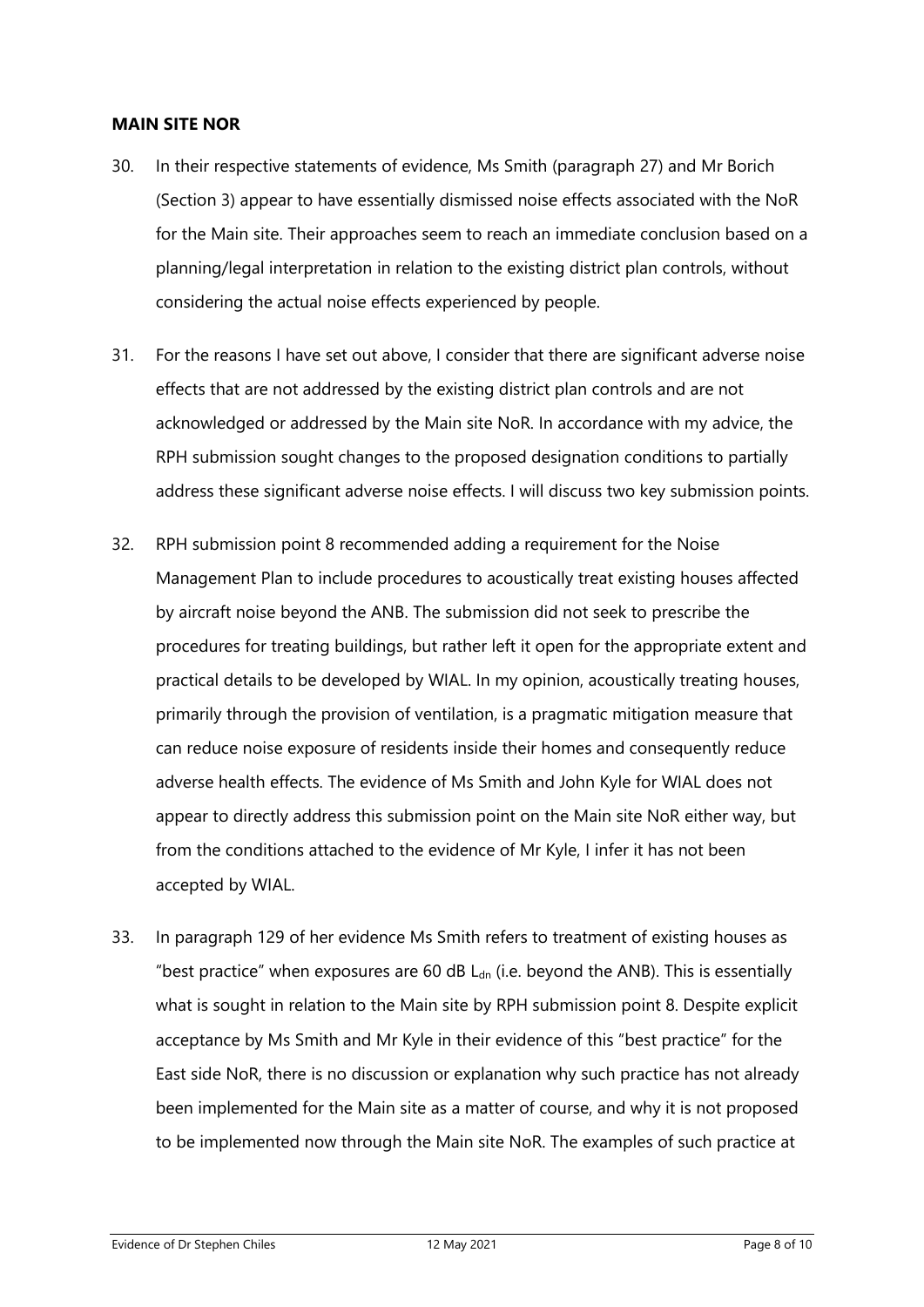## MAIN SITE NOR

30. In their respective statements of evidence, Ms Smith (paragraph 27) and Mr Borich (Section 3) appear to have essentially dismissed noise effects associated with the NoR for the Main site. Their approaches seem to reach an immediate conclusion based on a planning/legal interpretation in relation to the existing district plan controls, without considering the actual noise effects experienced by people.

31. For the reasons I have set out above, I consider that there are significant adverse noise effects that are not addressed by the existing district plan controls and are not acknowledged or addressed by the Main site NoR. In accordance with my advice, the RPH submission sought changes to the proposed designation conditions to partially address these significant adverse noise effects. I will discuss two key submission points.

32. RPH submission point 8 recommended adding a requirement for the Noise Management Plan to include procedures to acoustically treat existing houses affected by aircraft noise beyond the ANB. The submission did not seek to prescribe the procedures for treating buildings, but rather left it open for the appropriate extent and practical details to be developed by WIAL. In my opinion, acoustically treating houses, primarily through the provision of ventilation, is a pragmatic mitigation measure that can reduce noise exposure of residents inside their homes and consequently reduce adverse health effects. The evidence of Ms Smith and John Kyle for WIAL does not appear to directly address this submission point on the Main site NoR either way, but from the conditions attached to the evidence of Mr Kyle, I infer it has not been accepted by WIAL.

33. In paragraph 129 of her evidence Ms Smith refers to treatment of existing houses as "best practice" when exposures are 60 dB $L_{dn}$ (i.e. beyond the ANB). This is essentially what is sought in relation to the Main site by RPH submission point 8. Despite explicit acceptance by Ms Smith and Mr Kyle in their evidence of this "best practice" for the East side NoR, there is no discussion or explanation why such practice has not already been implemented for the Main site as a matter of course, and why it is not proposed to be implemented now through the Main site NoR. The examples of such practice at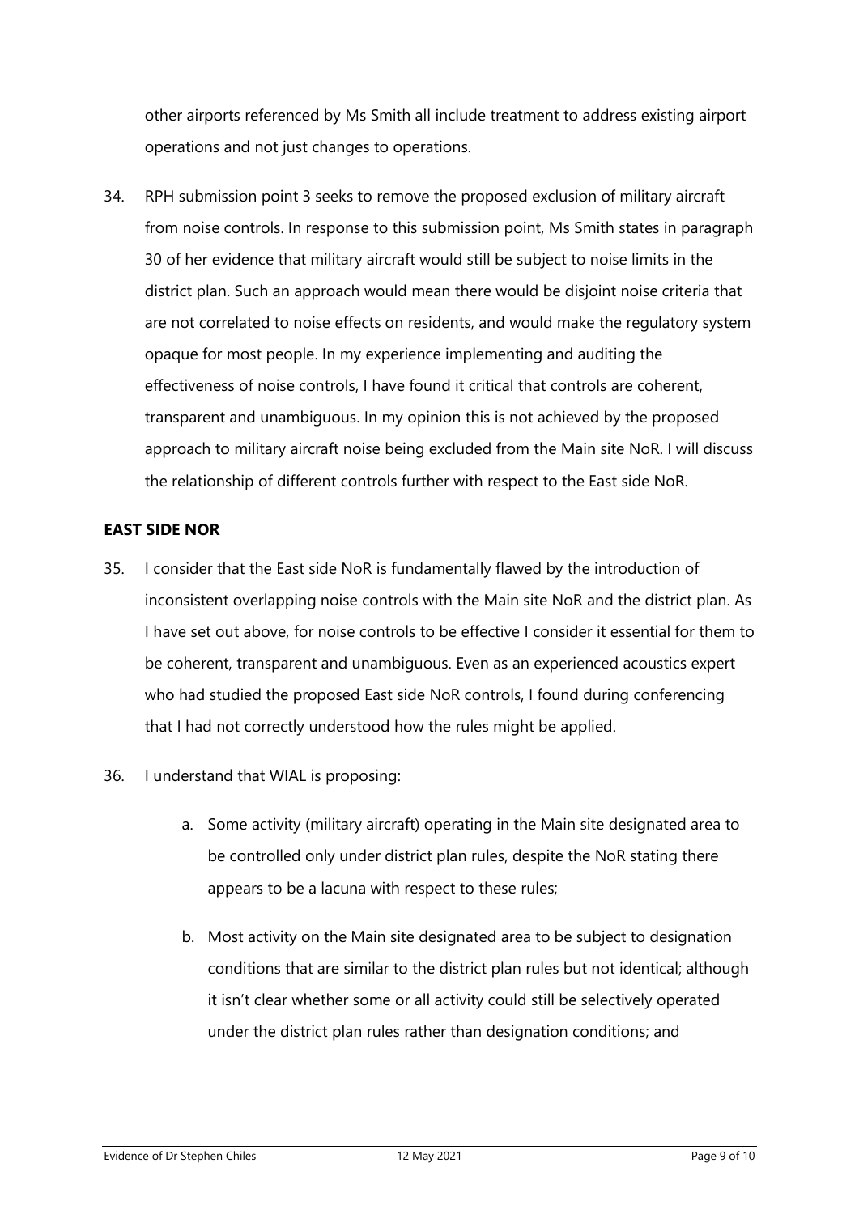other airports referenced by Ms Smith all include treatment to address existing airport operations and not just changes to operations.

34. RPH submission point 3 seeks to remove the proposed exclusion of military aircraft from noise controls. In response to this submission point, Ms Smith states in paragraph 30 of her evidence that military aircraft would still be subject to noise limits in the district plan. Such an approach would mean there would be disjoint noise criteria that are not correlated to noise effects on residents, and would make the regulatory system opaque for most people. In my experience implementing and auditing the effectiveness of noise controls, I have found it critical that controls are coherent, transparent and unambiguous. In my opinion this is not achieved by the proposed approach to military aircraft noise being excluded from the Main site NoR. I will discuss the relationship of different controls further with respect to the East side NoR.

**EAST SIDE NOR**

35. I consider that the East side NoR is fundamentally flawed by the introduction of inconsistent overlapping noise controls with the Main site NoR and the district plan. As I have set out above, for noise controls to be effective I consider it essential for them to be coherent, transparent and unambiguous. Even as an experienced acoustics expert who had studied the proposed East side NoR controls, I found during conferencing that I had not correctly understood how the rules might be applied.

36. I understand that WIAL is proposing:

    a. Some activity (military aircraft) operating in the Main site designated area to be controlled only under district plan rules, despite the NoR stating there appears to be a lacuna with respect to these rules;

    b. Most activity on the Main site designated area to be subject to designation conditions that are similar to the district plan rules but not identical; although it isn't clear whether some or all activity could still be selectively operated under the district plan rules rather than designation conditions; and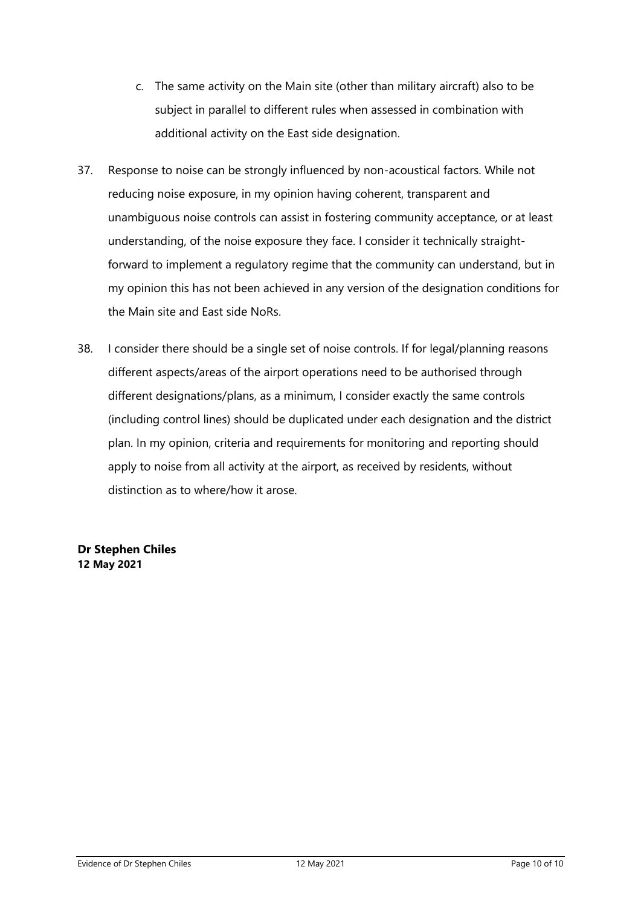c. The same activity on the Main site (other than military aircraft) also to be subject in parallel to different rules when assessed in combination with additional activity on the East side designation.

37. Response to noise can be strongly influenced by non-acoustical factors. While not reducing noise exposure, in my opinion having coherent, transparent and unambiguous noise controls can assist in fostering community acceptance, or at least understanding, of the noise exposure they face. I consider it technically straight-forward to implement a regulatory regime that the community can understand, but in my opinion this has not been achieved in any version of the designation conditions for the Main site and East side NoRs.

38. I consider there should be a single set of noise controls. If for legal/planning reasons different aspects/areas of the airport operations need to be authorised through different designations/plans, as a minimum, I consider exactly the same controls (including control lines) should be duplicated under each designation and the district plan. In my opinion, criteria and requirements for monitoring and reporting should apply to noise from all activity at the airport, as received by residents, without distinction as to where/how it arose.

**Dr Stephen Chiles**
**12 May 2021**